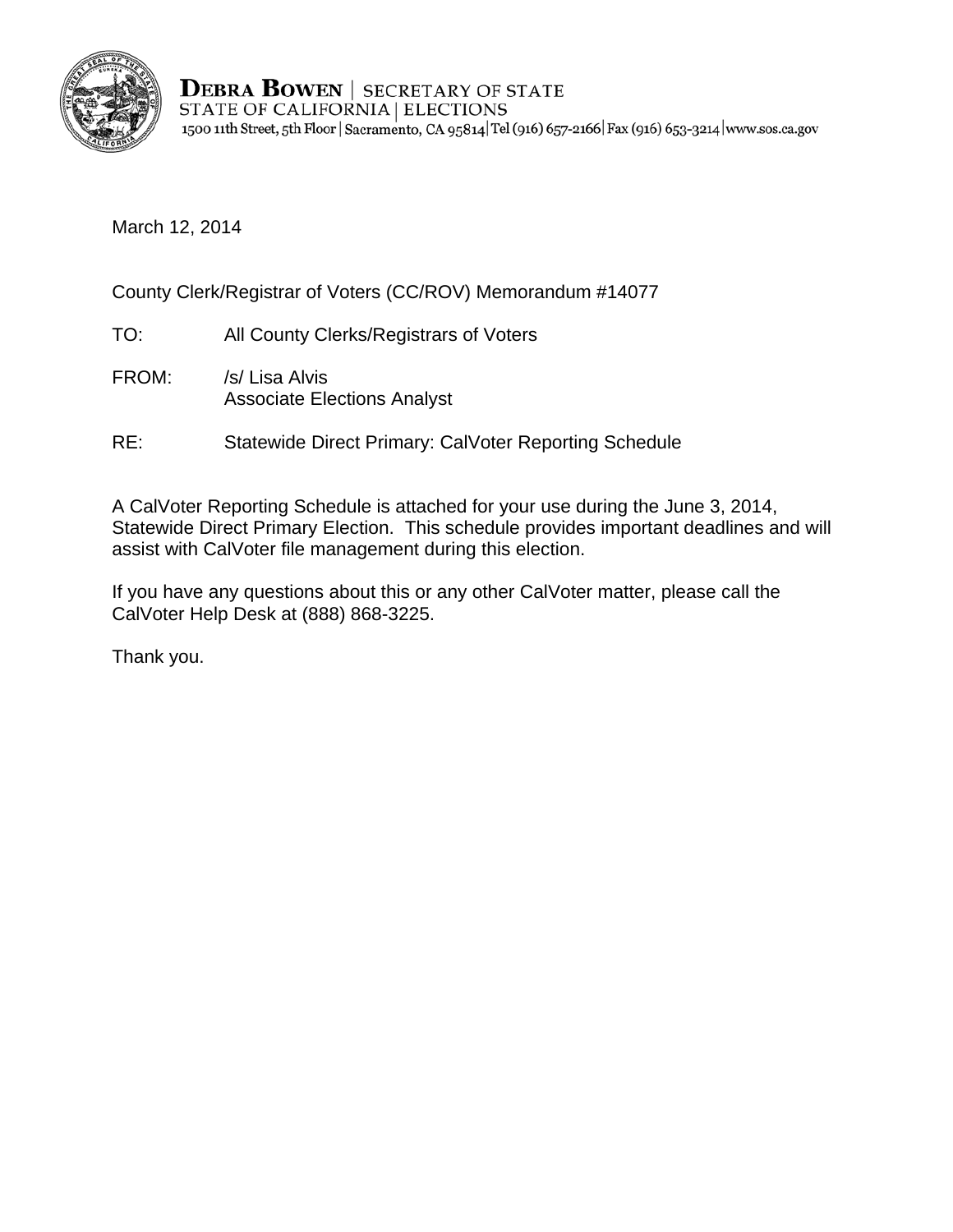**DEBRA BOWEN** | SECRETARY OF STATE
STATE OF CALIFORNIA | ELECTIONS
1500 11th Street, 5th Floor | Sacramento, CA 95814 | Tel (916) 657-2166 | Fax (916) 653-3214 | www.sos.ca.gov

March 12, 2014

County Clerk/Registrar of Voters (CC/ROV) Memorandum #14077

TO: All County Clerks/Registrars of Voters

FROM: /s/ Lisa Alvis
Associate Elections Analyst

RE: Statewide Direct Primary: CalVoter Reporting Schedule

A CalVoter Reporting Schedule is attached for your use during the June 3, 2014, Statewide Direct Primary Election. This schedule provides important deadlines and will assist with CalVoter file management during this election.

If you have any questions about this or any other CalVoter matter, please call the CalVoter Help Desk at (888) 868-3225.

Thank you.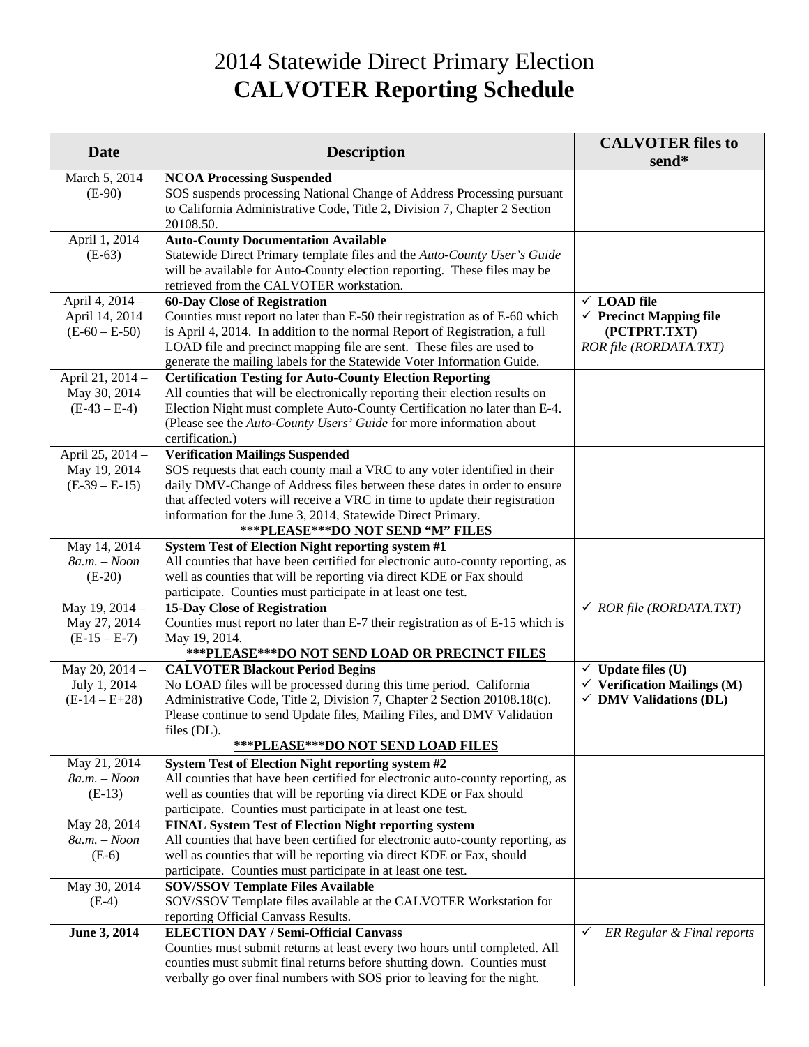# 2014 Statewide Direct Primary Election
# **CALVOTER Reporting Schedule**

| Date | Description | CALVOTER files to send* |
|---|---|---|
| March 5, 2014<br>(E-90) | **NCOA Processing Suspended**<br>SOS suspends processing National Change of Address Processing pursuant to California Administrative Code, Title 2, Division 7, Chapter 2 Section 20108.50. | |
| April 1, 2014<br>(E-63) | **Auto-County Documentation Available**<br>Statewide Direct Primary template files and the *Auto-County User's Guide* will be available for Auto-County election reporting. These files may be retrieved from the CALVOTER workstation. | |
| April 4, 2014 – April 14, 2014<br>(E-60 – E-50) | **60-Day Close of Registration**<br>Counties must report no later than E-50 their registration as of E-60 which is April 4, 2014. In addition to the normal Report of Registration, a full LOAD file and precinct mapping file are sent. These files are used to generate the mailing labels for the Statewide Voter Information Guide. | ✓ **LOAD file**<br>✓ **Precinct Mapping file (PCTPRT.TXT)**<br>*ROR file (RORDATA.TXT)* |
| April 21, 2014 – May 30, 2014<br>(E-43 – E-4) | **Certification Testing for Auto-County Election Reporting**<br>All counties that will be electronically reporting their election results on Election Night must complete Auto-County Certification no later than E-4. (Please see the *Auto-County Users' Guide* for more information about certification.) | |
| April 25, 2014 – May 19, 2014<br>(E-39 – E-15) | **Verification Mailings Suspended**<br>SOS requests that each county mail a VRC to any voter identified in their daily DMV-Change of Address files between these dates in order to ensure that affected voters will receive a VRC in time to update their registration information for the June 3, 2014, Statewide Direct Primary.<br>**\*\*\*PLEASE\*\*\*DO NOT SEND "M" FILES** | |
| May 14, 2014<br>*8a.m. – Noon*<br>(E-20) | **System Test of Election Night reporting system #1**<br>All counties that have been certified for electronic auto-county reporting, as well as counties that will be reporting via direct KDE or Fax should participate. Counties must participate in at least one test. | |
| May 19, 2014 – May 27, 2014<br>(E-15 – E-7) | **15-Day Close of Registration**<br>Counties must report no later than E-7 their registration as of E-15 which is May 19, 2014.<br>**\*\*\*PLEASE\*\*\*DO NOT SEND LOAD OR PRECINCT FILES** | ✓ *ROR file (RORDATA.TXT)* |
| May 20, 2014 – July 1, 2014<br>(E-14 – E+28) | **CALVOTER Blackout Period Begins**<br>No LOAD files will be processed during this time period. California Administrative Code, Title 2, Division 7, Chapter 2 Section 20108.18(c). Please continue to send Update files, Mailing Files, and DMV Validation files (DL).<br>**\*\*\*PLEASE\*\*\*DO NOT SEND LOAD FILES** | ✓ **Update files (U)**<br>✓ **Verification Mailings (M)**<br>✓ **DMV Validations (DL)** |
| May 21, 2014<br>*8a.m. – Noon*<br>(E-13) | **System Test of Election Night reporting system #2**<br>All counties that have been certified for electronic auto-county reporting, as well as counties that will be reporting via direct KDE or Fax should participate. Counties must participate in at least one test. | |
| May 28, 2014<br>*8a.m. – Noon*<br>(E-6) | **FINAL System Test of Election Night reporting system**<br>All counties that have been certified for electronic auto-county reporting, as well as counties that will be reporting via direct KDE or Fax, should participate. Counties must participate in at least one test. | |
| May 30, 2014<br>(E-4) | **SOV/SSOV Template Files Available**<br>SOV/SSOV Template files available at the CALVOTER Workstation for reporting Official Canvass Results. | |
| **June 3, 2014** | **ELECTION DAY / Semi-Official Canvass**<br>Counties must submit returns at least every two hours until completed. All counties must submit final returns before shutting down. Counties must verbally go over final numbers with SOS prior to leaving for the night. | ✓ *ER Regular & Final reports* |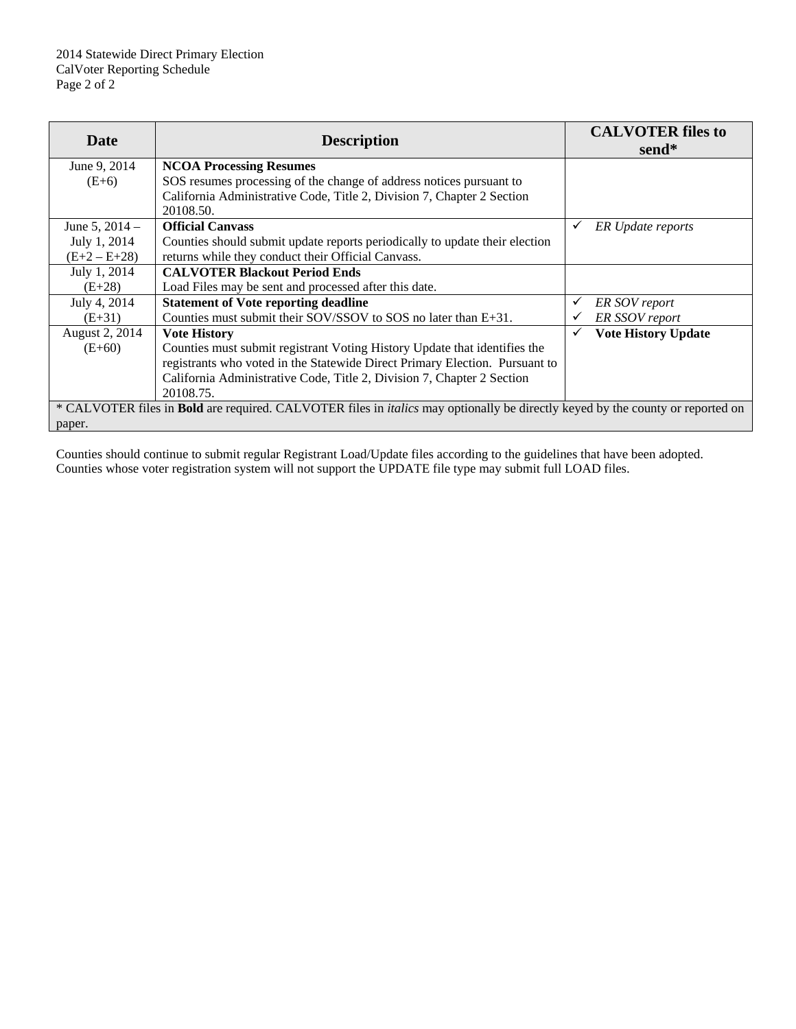| Date | Description | CALVOTER files to send* |
|---|---|---|
| June 9, 2014 (E+6) | **NCOA Processing Resumes** SOS resumes processing of the change of address notices pursuant to California Administrative Code, Title 2, Division 7, Chapter 2 Section 20108.50. | |
| June 5, 2014 – July 1, 2014 (E+2 – E+28) | **Official Canvass** Counties should submit update reports periodically to update their election returns while they conduct their Official Canvass. | ✓ *ER Update reports* |
| July 1, 2014 (E+28) | **CALVOTER Blackout Period Ends** Load Files may be sent and processed after this date. | |
| July 4, 2014 (E+31) | **Statement of Vote reporting deadline** Counties must submit their SOV/SSOV to SOS no later than E+31. | ✓ *ER SOV report* ✓ *ER SSOV report* |
| August 2, 2014 (E+60) | **Vote History** Counties must submit registrant Voting History Update that identifies the registrants who voted in the Statewide Direct Primary Election. Pursuant to California Administrative Code, Title 2, Division 7, Chapter 2 Section 20108.75. | ✓ **Vote History Update** |
| * CALVOTER files in **Bold** are required. CALVOTER files in *italics* may optionally be directly keyed by the county or reported on paper. | | |

Counties should continue to submit regular Registrant Load/Update files according to the guidelines that have been adopted. Counties whose voter registration system will not support the UPDATE file type may submit full LOAD files.